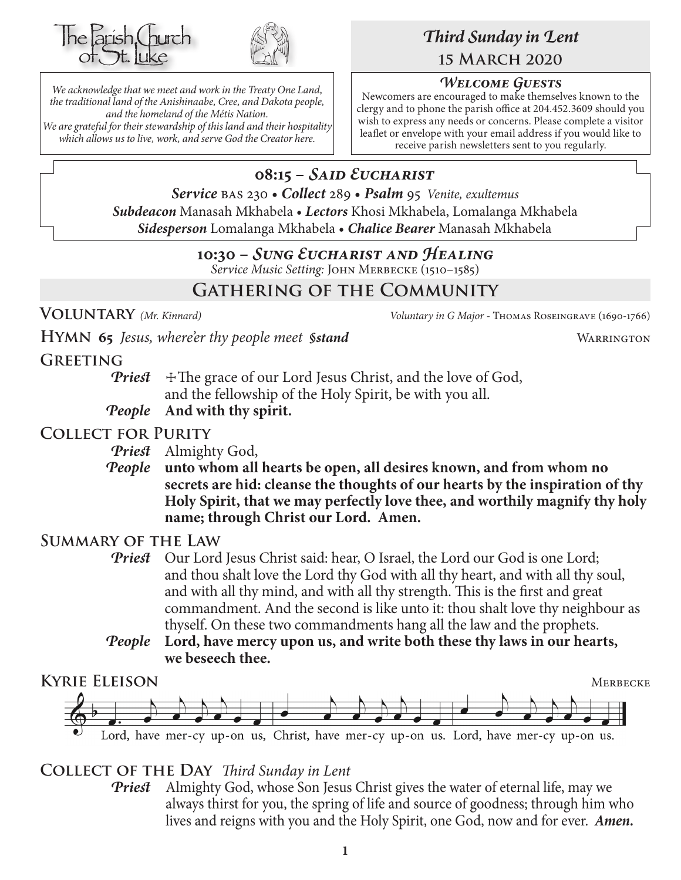The Parish Church of St. Luke

*We acknowledge that we meet and work in the Treaty One Land, the traditional land of the Anishinaabe, Cree, and Dakota people, and the homeland of the Métis Nation. We are grateful for their stewardship of this land and their hospitality which allows us to live, work, and serve God the Creator here.*

# *Third Sunday in Lent*
## 15 March 2020

### *Welcome Guests*

Newcomers are encouraged to make themselves known to the clergy and to phone the parish office at 204.452.3609 should you wish to express any needs or concerns. Please complete a visitor leaflet or envelope with your email address if you would like to receive parish newsletters sent to you regularly.

### 08:15 – *Said Eucharist*

***Service*** BAS 230 • ***Collect*** 289 • ***Psalm*** 95 *Venite, exultemus*
***Subdeacon*** Manasah Mkhabela • ***Lectors*** Khosi Mkhabela, Lomalanga Mkhabela
***Sidesperson*** Lomalanga Mkhabela • ***Chalice Bearer*** Manasah Mkhabela

### 10:30 – *Sung Eucharist and Healing*

*Service Music Setting:* John Merbecke (1510–1585)

## Gathering of the Community

**Voluntary** *(Mr. Kinnard)* — *Voluntary in G Major* - Thomas Roseingrave (1690-1766)

**Hymn 65** *Jesus, where'er thy people meet* ***§stand*** — Warrington

**Greeting**

***Priest*** ☩The grace of our Lord Jesus Christ, and the love of God, and the fellowship of the Holy Spirit, be with you all.
***People*** **And with thy spirit.**

**Collect for Purity**

***Priest*** Almighty God,
***People*** **unto whom all hearts be open, all desires known, and from whom no secrets are hid: cleanse the thoughts of our hearts by the inspiration of thy Holy Spirit, that we may perfectly love thee, and worthily magnify thy holy name; through Christ our Lord. Amen.**

**Summary of the Law**

***Priest*** Our Lord Jesus Christ said: hear, O Israel, the Lord our God is one Lord; and thou shalt love the Lord thy God with all thy heart, and with all thy soul, and with all thy mind, and with all thy strength. This is the first and great commandment. And the second is like unto it: thou shalt love thy neighbour as thyself. On these two commandments hang all the law and the prophets.
***People*** **Lord, have mercy upon us, and write both these thy laws in our hearts, we beseech thee.**

**Kyrie Eleison** — Merbecke

Lord, have mer-cy up-on us, Christ, have mer-cy up-on us. Lord, have mer-cy up-on us.

**Collect of the Day** *Third Sunday in Lent*

***Priest*** Almighty God, whose Son Jesus Christ gives the water of eternal life, may we always thirst for you, the spring of life and source of goodness; through him who lives and reigns with you and the Holy Spirit, one God, now and for ever. ***Amen.***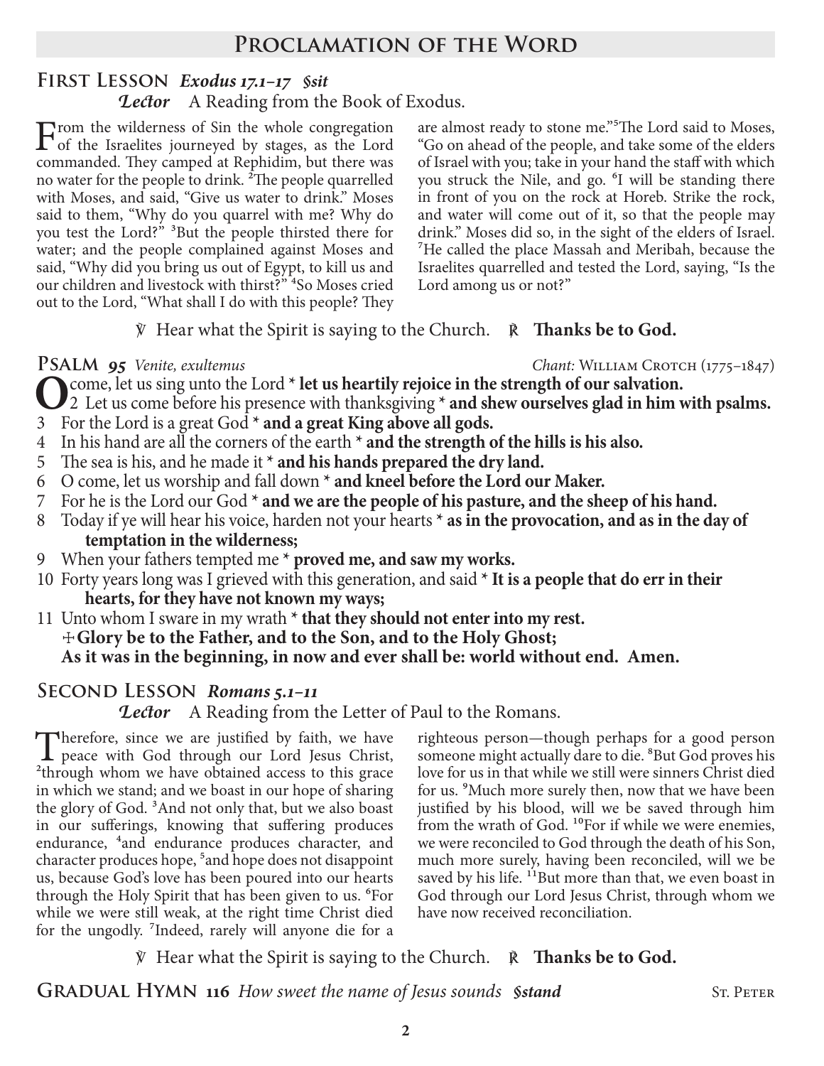## Proclamation of the Word

### First Lesson *Exodus 17.1–17* *§sit*

***Lector*** A Reading from the Book of Exodus.

From the wilderness of Sin the whole congregation of the Israelites journeyed by stages, as the Lord commanded. They camped at Rephidim, but there was no water for the people to drink. [2]The people quarrelled with Moses, and said, "Give us water to drink." Moses said to them, "Why do you quarrel with me? Why do you test the Lord?" [3]But the people thirsted there for water; and the people complained against Moses and said, "Why did you bring us out of Egypt, to kill us and our children and livestock with thirst?" [4]So Moses cried out to the Lord, "What shall I do with this people? They are almost ready to stone me."[5]The Lord said to Moses, "Go on ahead of the people, and take some of the elders of Israel with you; take in your hand the staff with which you struck the Nile, and go. [6]I will be standing there in front of you on the rock at Horeb. Strike the rock, and water will come out of it, so that the people may drink." Moses did so, in the sight of the elders of Israel. [7]He called the place Massah and Meribah, because the Israelites quarrelled and tested the Lord, saying, "Is the Lord among us or not?"

℣ Hear what the Spirit is saying to the Church. ℟ **Thanks be to God.**

### Psalm *95* *Venite, exultemus*

*Chant:* William Crotch (1775–1847)

O come, let us sing unto the Lord * **let us heartily rejoice in the strength of our salvation.**
2 Let us come before his presence with thanksgiving * **and shew ourselves glad in him with psalms.**
3 For the Lord is a great God * **and a great King above all gods.**
4 In his hand are all the corners of the earth * **and the strength of the hills is his also.**
5 The sea is his, and he made it * **and his hands prepared the dry land.**
6 O come, let us worship and fall down * **and kneel before the Lord our Maker.**
7 For he is the Lord our God * **and we are the people of his pasture, and the sheep of his hand.**
8 Today if ye will hear his voice, harden not your hearts * **as in the provocation, and as in the day of temptation in the wilderness;**
9 When your fathers tempted me * **proved me, and saw my works.**
10 Forty years long was I grieved with this generation, and said * **It is a people that do err in their hearts, for they have not known my ways;**
11 Unto whom I sware in my wrath * **that they should not enter into my rest.**
☩ **Glory be to the Father, and to the Son, and to the Holy Ghost;**
**As it was in the beginning, in now and ever shall be: world without end. Amen.**

### Second Lesson *Romans 5.1–11*

***Lector*** A Reading from the Letter of Paul to the Romans.

Therefore, since we are justified by faith, we have peace with God through our Lord Jesus Christ, [2]through whom we have obtained access to this grace in which we stand; and we boast in our hope of sharing the glory of God. [3]And not only that, but we also boast in our sufferings, knowing that suffering produces endurance, [4]and endurance produces character, and character produces hope, [5]and hope does not disappoint us, because God's love has been poured into our hearts through the Holy Spirit that has been given to us. [6]For while we were still weak, at the right time Christ died for the ungodly. [7]Indeed, rarely will anyone die for a righteous person—though perhaps for a good person someone might actually dare to die. [8]But God proves his love for us in that while we still were sinners Christ died for us. [9]Much more surely then, now that we have been justified by his blood, will we be saved through him from the wrath of God. [10]For if while we were enemies, we were reconciled to God through the death of his Son, much more surely, having been reconciled, will we be saved by his life. [11]But more than that, we even boast in God through our Lord Jesus Christ, through whom we have now received reconciliation.

℣ Hear what the Spirit is saying to the Church. ℟ **Thanks be to God.**

### Gradual Hymn 116 *How sweet the name of Jesus sounds* *§stand*

St. Peter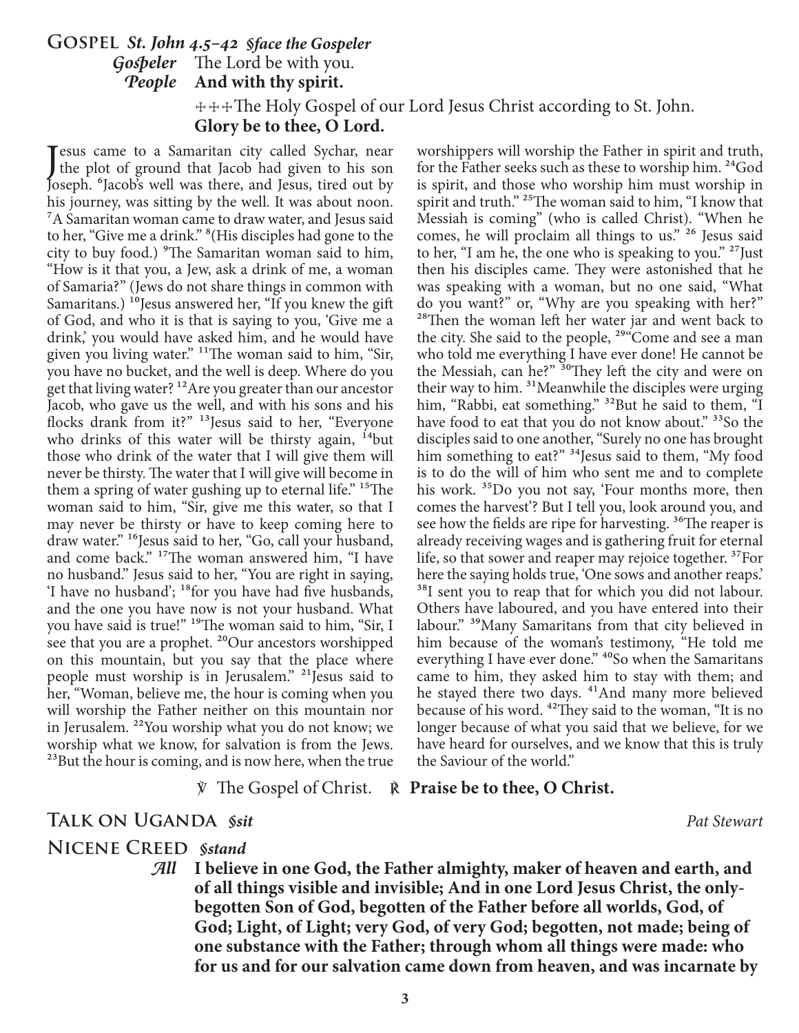## Gospel *St. John 4.5–42 §face the Gospeler*

*Gospeler* The Lord be with you.
*People* **And with thy spirit.**

✠✠✠The Holy Gospel of our Lord Jesus Christ according to St. John.
**Glory be to thee, O Lord.**

Jesus came to a Samaritan city called Sychar, near the plot of ground that Jacob had given to his son Joseph. [6]Jacob's well was there, and Jesus, tired out by his journey, was sitting by the well. It was about noon. [7]A Samaritan woman came to draw water, and Jesus said to her, "Give me a drink." [8](His disciples had gone to the city to buy food.) [9]The Samaritan woman said to him, "How is it that you, a Jew, ask a drink of me, a woman of Samaria?" (Jews do not share things in common with Samaritans.) [10]Jesus answered her, "If you knew the gift of God, and who it is that is saying to you, 'Give me a drink,' you would have asked him, and he would have given you living water." [11]The woman said to him, "Sir, you have no bucket, and the well is deep. Where do you get that living water? [12]Are you greater than our ancestor Jacob, who gave us the well, and with his sons and his flocks drank from it?" [13]Jesus said to her, "Everyone who drinks of this water will be thirsty again, [14]but those who drink of the water that I will give them will never be thirsty. The water that I will give will become in them a spring of water gushing up to eternal life." [15]The woman said to him, "Sir, give me this water, so that I may never be thirsty or have to keep coming here to draw water." [16]Jesus said to her, "Go, call your husband, and come back." [17]The woman answered him, "I have no husband." Jesus said to her, "You are right in saying, 'I have no husband'; [18]for you have had five husbands, and the one you have now is not your husband. What you have said is true!" [19]The woman said to him, "Sir, I see that you are a prophet. [20]Our ancestors worshipped on this mountain, but you say that the place where people must worship is in Jerusalem." [21]Jesus said to her, "Woman, believe me, the hour is coming when you will worship the Father neither on this mountain nor in Jerusalem. [22]You worship what you do not know; we worship what we know, for salvation is from the Jews. [23]But the hour is coming, and is now here, when the true worshippers will worship the Father in spirit and truth, for the Father seeks such as these to worship him. [24]God is spirit, and those who worship him must worship in spirit and truth." [25]The woman said to him, "I know that Messiah is coming" (who is called Christ). "When he comes, he will proclaim all things to us." [26] Jesus said to her, "I am he, the one who is speaking to you." [27]Just then his disciples came. They were astonished that he was speaking with a woman, but no one said, "What do you want?" or, "Why are you speaking with her?" [28]Then the woman left her water jar and went back to the city. She said to the people, [29]"Come and see a man who told me everything I have ever done! He cannot be the Messiah, can he?" [30]They left the city and were on their way to him. [31]Meanwhile the disciples were urging him, "Rabbi, eat something." [32]But he said to them, "I have food to eat that you do not know about." [33]So the disciples said to one another, "Surely no one has brought him something to eat?" [34]Jesus said to them, "My food is to do the will of him who sent me and to complete his work. [35]Do you not say, 'Four months more, then comes the harvest'? But I tell you, look around you, and see how the fields are ripe for harvesting. [36]The reaper is already receiving wages and is gathering fruit for eternal life, so that sower and reaper may rejoice together. [37]For here the saying holds true, 'One sows and another reaps.' [38]I sent you to reap that for which you did not labour. Others have laboured, and you have entered into their labour." [39]Many Samaritans from that city believed in him because of the woman's testimony, "He told me everything I have ever done." [40]So when the Samaritans came to him, they asked him to stay with them; and he stayed there two days. [41]And many more believed because of his word. [42]They said to the woman, "It is no longer because of what you said that we believe, for we have heard for ourselves, and we know that this is truly the Saviour of the world."

℣ The Gospel of Christ. ℟ **Praise be to thee, O Christ.**

## Talk on Uganda *§sit* *Pat Stewart*

## Nicene Creed *§stand*

*All* **I believe in one God, the Father almighty, maker of heaven and earth, and of all things visible and invisible; And in one Lord Jesus Christ, the only-begotten Son of God, begotten of the Father before all worlds, God, of God; Light, of Light; very God, of very God; begotten, not made; being of one substance with the Father; through whom all things were made: who for us and for our salvation came down from heaven, and was incarnate by**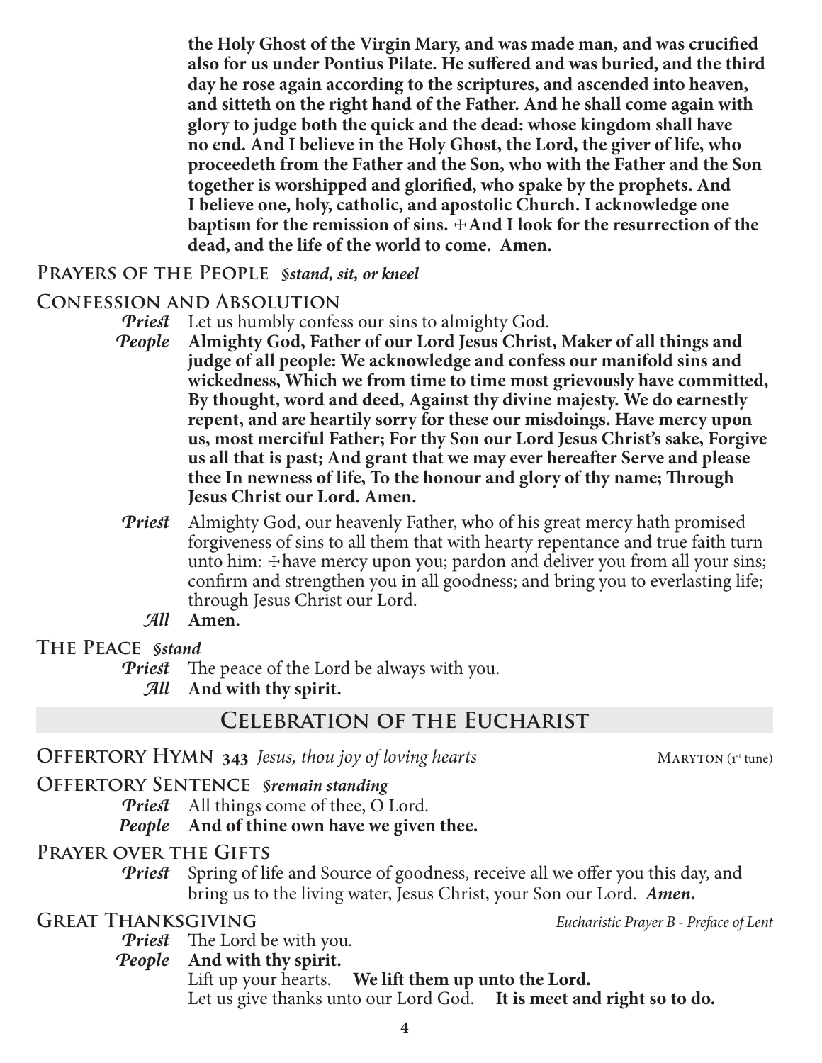**the Holy Ghost of the Virgin Mary, and was made man, and was crucified also for us under Pontius Pilate. He suffered and was buried, and the third day he rose again according to the scriptures, and ascended into heaven, and sitteth on the right hand of the Father. And he shall come again with glory to judge both the quick and the dead: whose kingdom shall have no end. And I believe in the Holy Ghost, the Lord, the giver of life, who proceedeth from the Father and the Son, who with the Father and the Son together is worshipped and glorified, who spake by the prophets. And I believe one, holy, catholic, and apostolic Church. I acknowledge one baptism for the remission of sins. ☩And I look for the resurrection of the dead, and the life of the world to come. Amen.**

## Prayers of the People *§stand, sit, or kneel*

## Confession and Absolution

*Priest* Let us humbly confess our sins to almighty God.

*People* **Almighty God, Father of our Lord Jesus Christ, Maker of all things and judge of all people: We acknowledge and confess our manifold sins and wickedness, Which we from time to time most grievously have committed, By thought, word and deed, Against thy divine majesty. We do earnestly repent, and are heartily sorry for these our misdoings. Have mercy upon us, most merciful Father; For thy Son our Lord Jesus Christ's sake, Forgive us all that is past; And grant that we may ever hereafter Serve and please thee In newness of life, To the honour and glory of thy name; Through Jesus Christ our Lord. Amen.**

*Priest* Almighty God, our heavenly Father, who of his great mercy hath promised forgiveness of sins to all them that with hearty repentance and true faith turn unto him: ☩have mercy upon you; pardon and deliver you from all your sins; confirm and strengthen you in all goodness; and bring you to everlasting life; through Jesus Christ our Lord.

*All* **Amen.**

## The Peace *§stand*

*Priest* The peace of the Lord be always with you.

*All* **And with thy spirit.**

# Celebration of the Eucharist

## Offertory Hymn 343 *Jesus, thou joy of loving hearts* — Maryton (1st tune)

## Offertory Sentence *§remain standing*

*Priest* All things come of thee, O Lord.

*People* **And of thine own have we given thee.**

## Prayer over the Gifts

*Priest* Spring of life and Source of goodness, receive all we offer you this day, and bring us to the living water, Jesus Christ, your Son our Lord. ***Amen.***

## Great Thanksgiving — *Eucharistic Prayer B - Preface of Lent*

*Priest* The Lord be with you.

*People* **And with thy spirit.**

Lift up your hearts. **We lift them up unto the Lord.**

Let us give thanks unto our Lord God. **It is meet and right so to do.**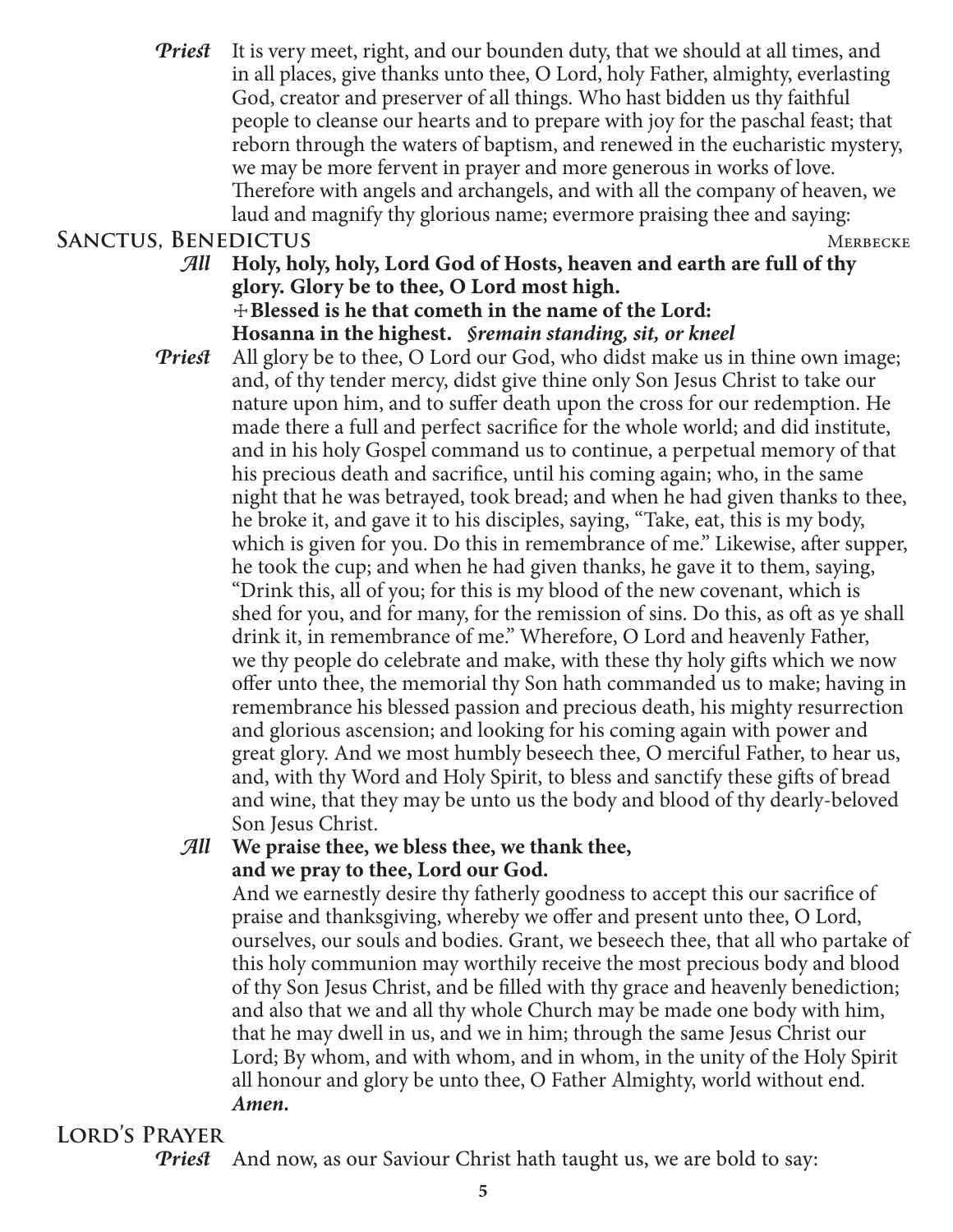*Priest* It is very meet, right, and our bounden duty, that we should at all times, and in all places, give thanks unto thee, O Lord, holy Father, almighty, everlasting God, creator and preserver of all things. Who hast bidden us thy faithful people to cleanse our hearts and to prepare with joy for the paschal feast; that reborn through the waters of baptism, and renewed in the eucharistic mystery, we may be more fervent in prayer and more generous in works of love. Therefore with angels and archangels, and with all the company of heaven, we laud and magnify thy glorious name; evermore praising thee and saying:

## Sanctus, Benedictus — Merbecke

*All* **Holy, holy, holy, Lord God of Hosts, heaven and earth are full of thy glory. Glory be to thee, O Lord most high.**
**✠Blessed is he that cometh in the name of the Lord:**
**Hosanna in the highest.** ***§remain standing, sit, or kneel***

*Priest* All glory be to thee, O Lord our God, who didst make us in thine own image; and, of thy tender mercy, didst give thine only Son Jesus Christ to take our nature upon him, and to suffer death upon the cross for our redemption. He made there a full and perfect sacrifice for the whole world; and did institute, and in his holy Gospel command us to continue, a perpetual memory of that his precious death and sacrifice, until his coming again; who, in the same night that he was betrayed, took bread; and when he had given thanks to thee, he broke it, and gave it to his disciples, saying, "Take, eat, this is my body, which is given for you. Do this in remembrance of me." Likewise, after supper, he took the cup; and when he had given thanks, he gave it to them, saying, "Drink this, all of you; for this is my blood of the new covenant, which is shed for you, and for many, for the remission of sins. Do this, as oft as ye shall drink it, in remembrance of me." Wherefore, O Lord and heavenly Father, we thy people do celebrate and make, with these thy holy gifts which we now offer unto thee, the memorial thy Son hath commanded us to make; having in remembrance his blessed passion and precious death, his mighty resurrection and glorious ascension; and looking for his coming again with power and great glory. And we most humbly beseech thee, O merciful Father, to hear us, and, with thy Word and Holy Spirit, to bless and sanctify these gifts of bread and wine, that they may be unto us the body and blood of thy dearly-beloved Son Jesus Christ.

*All* **We praise thee, we bless thee, we thank thee,**
**and we pray to thee, Lord our God.**

And we earnestly desire thy fatherly goodness to accept this our sacrifice of praise and thanksgiving, whereby we offer and present unto thee, O Lord, ourselves, our souls and bodies. Grant, we beseech thee, that all who partake of this holy communion may worthily receive the most precious body and blood of thy Son Jesus Christ, and be filled with thy grace and heavenly benediction; and also that we and all thy whole Church may be made one body with him, that he may dwell in us, and we in him; through the same Jesus Christ our Lord; By whom, and with whom, and in whom, in the unity of the Holy Spirit all honour and glory be unto thee, O Father Almighty, world without end. ***Amen.***

## Lord's Prayer

*Priest* And now, as our Saviour Christ hath taught us, we are bold to say: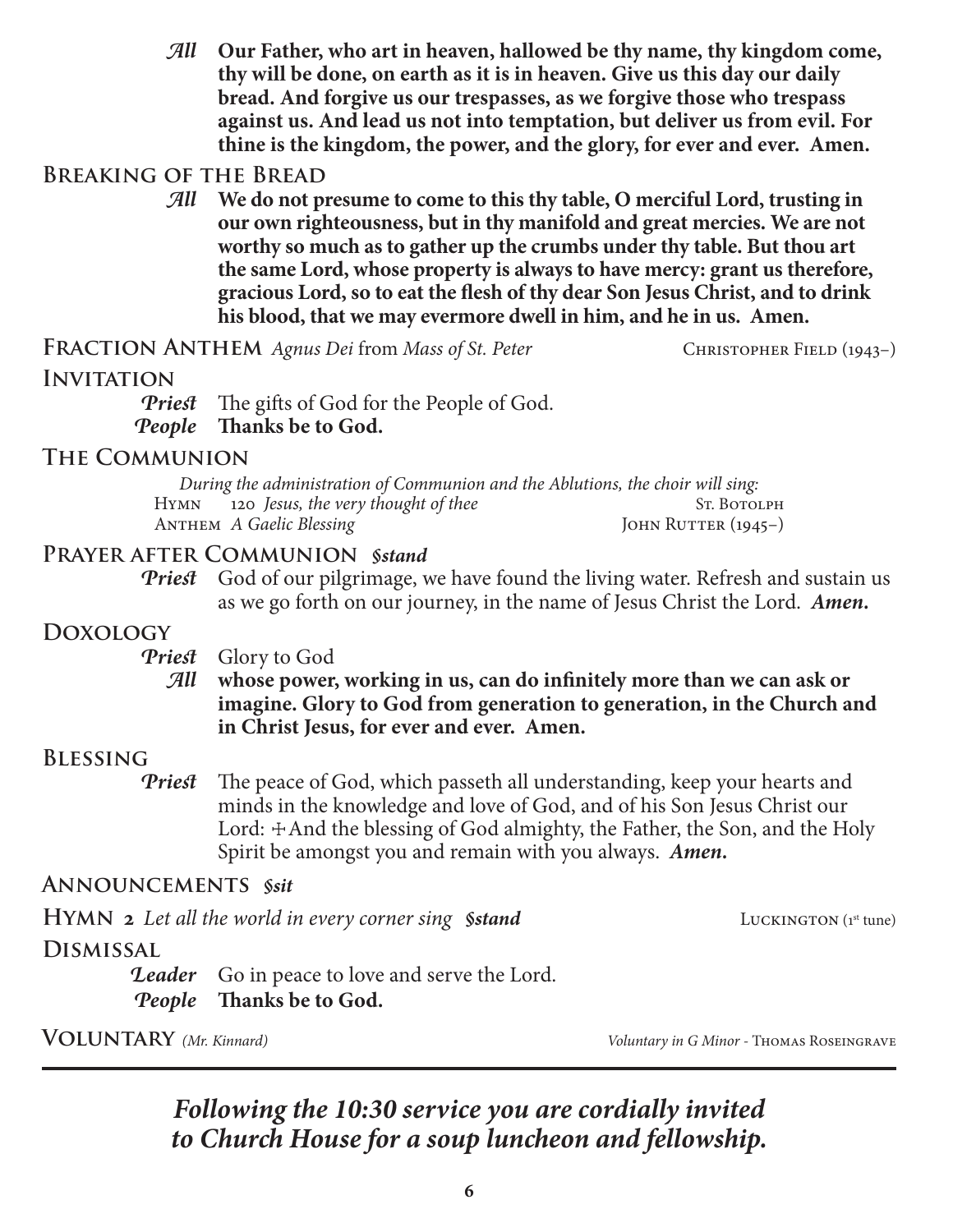***All*** **Our Father, who art in heaven, hallowed be thy name, thy kingdom come, thy will be done, on earth as it is in heaven. Give us this day our daily bread. And forgive us our trespasses, as we forgive those who trespass against us. And lead us not into temptation, but deliver us from evil. For thine is the kingdom, the power, and the glory, for ever and ever. Amen.**

## Breaking of the Bread

***All*** **We do not presume to come to this thy table, O merciful Lord, trusting in our own righteousness, but in thy manifold and great mercies. We are not worthy so much as to gather up the crumbs under thy table. But thou art the same Lord, whose property is always to have mercy: grant us therefore, gracious Lord, so to eat the flesh of thy dear Son Jesus Christ, and to drink his blood, that we may evermore dwell in him, and he in us. Amen.**

## Fraction Anthem *Agnus Dei* from *Mass of St. Peter* — Christopher Field (1943–)

## Invitation

***Priest*** The gifts of God for the People of God.
***People*** **Thanks be to God.**

## The Communion

*During the administration of Communion and the Ablutions, the choir will sing:*
Hymn 120 *Jesus, the very thought of thee* — St. Botolph
Anthem *A Gaelic Blessing* — John Rutter (1945–)

## Prayer after Communion *§stand*

***Priest*** God of our pilgrimage, we have found the living water. Refresh and sustain us as we go forth on our journey, in the name of Jesus Christ the Lord. ***Amen.***

## Doxology

***Priest*** Glory to God
***All*** **whose power, working in us, can do infinitely more than we can ask or imagine. Glory to God from generation to generation, in the Church and in Christ Jesus, for ever and ever. Amen.**

## Blessing

***Priest*** The peace of God, which passeth all understanding, keep your hearts and minds in the knowledge and love of God, and of his Son Jesus Christ our Lord: ☩And the blessing of God almighty, the Father, the Son, and the Holy Spirit be amongst you and remain with you always. ***Amen.***

## Announcements *§sit*

## Hymn 2 *Let all the world in every corner sing* *§stand* — Luckington (1st tune)

## Dismissal

***Leader*** Go in peace to love and serve the Lord.
***People*** **Thanks be to God.**

## Voluntary *(Mr. Kinnard)* — *Voluntary in G Minor* - Thomas Roseingrave

---

***Following the 10:30 service you are cordially invited to Church House for a soup luncheon and fellowship.***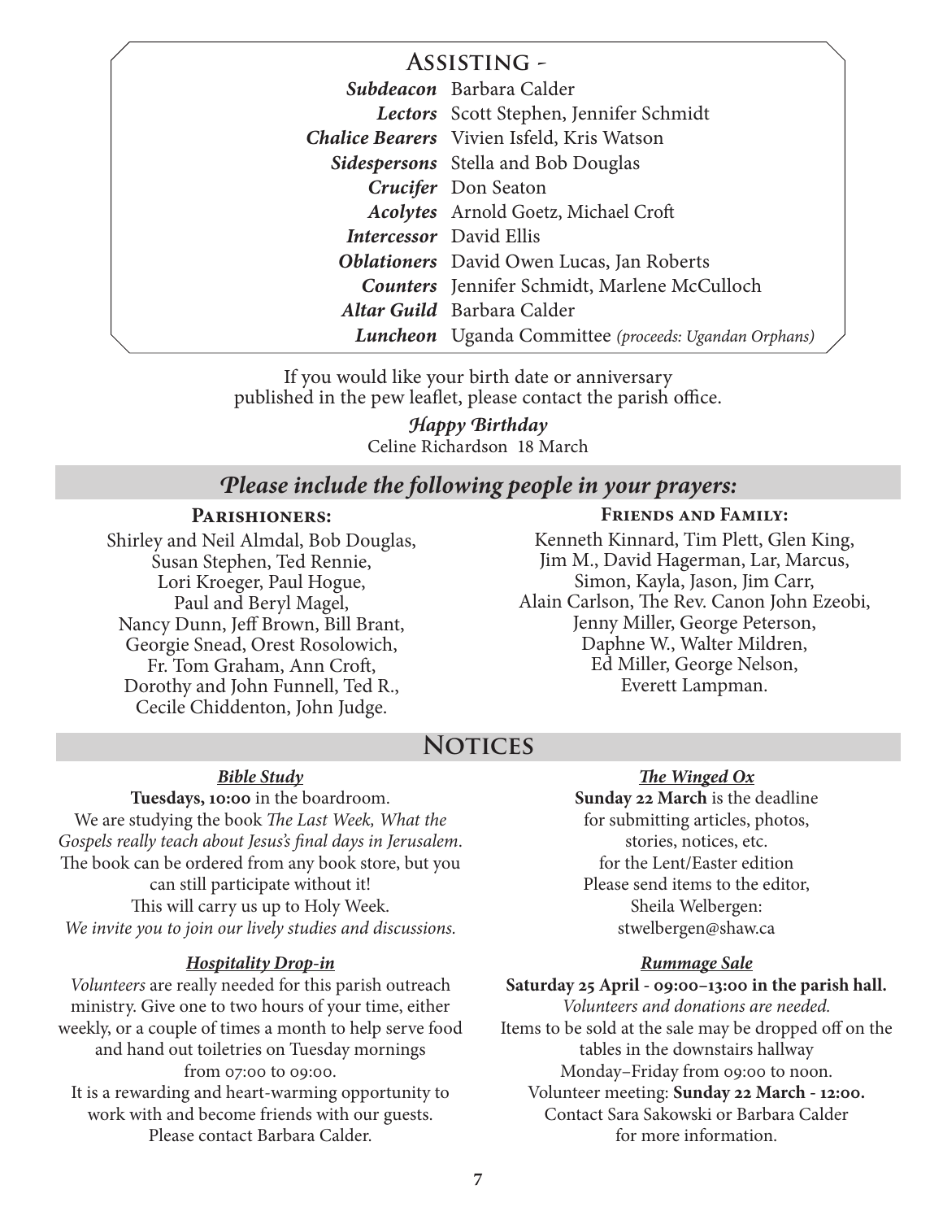## Assisting -

| | |
|---|---|
| ***Subdeacon*** | Barbara Calder |
| ***Lectors*** | Scott Stephen, Jennifer Schmidt |
| ***Chalice Bearers*** | Vivien Isfeld, Kris Watson |
| ***Sidespersons*** | Stella and Bob Douglas |
| ***Crucifer*** | Don Seaton |
| ***Acolytes*** | Arnold Goetz, Michael Croft |
| ***Intercessor*** | David Ellis |
| ***Oblationers*** | David Owen Lucas, Jan Roberts |
| ***Counters*** | Jennifer Schmidt, Marlene McCulloch |
| ***Altar Guild*** | Barbara Calder |
| ***Luncheon*** | Uganda Committee *(proceeds: Ugandan Orphans)* |

If you would like your birth date or anniversary published in the pew leaflet, please contact the parish office.

***Happy Birthday***
Celine Richardson 18 March

## *Please include the following people in your prayers:*

**Parishioners:**

Shirley and Neil Almdal, Bob Douglas, Susan Stephen, Ted Rennie, Lori Kroeger, Paul Hogue, Paul and Beryl Magel, Nancy Dunn, Jeff Brown, Bill Brant, Georgie Snead, Orest Rosolowich, Fr. Tom Graham, Ann Croft, Dorothy and John Funnell, Ted R., Cecile Chiddenton, John Judge.

**Friends and Family:**

Kenneth Kinnard, Tim Plett, Glen King, Jim M., David Hagerman, Lar, Marcus, Simon, Kayla, Jason, Jim Carr, Alain Carlson, The Rev. Canon John Ezeobi, Jenny Miller, George Peterson, Daphne W., Walter Mildren, Ed Miller, George Nelson, Everett Lampman.

## Notices

### *Bible Study*

**Tuesdays, 10:00** in the boardroom.
We are studying the book *The Last Week, What the Gospels really teach about Jesus's final days in Jerusalem*.
The book can be ordered from any book store, but you can still participate without it!
This will carry us up to Holy Week.
*We invite you to join our lively studies and discussions.*

### *Hospitality Drop-in*

*Volunteers* are really needed for this parish outreach ministry. Give one to two hours of your time, either weekly, or a couple of times a month to help serve food and hand out toiletries on Tuesday mornings from 07:00 to 09:00.
It is a rewarding and heart-warming opportunity to work with and become friends with our guests.
Please contact Barbara Calder.

### *The Winged Ox*

**Sunday 22 March** is the deadline for submitting articles, photos, stories, notices, etc. for the Lent/Easter edition
Please send items to the editor, Sheila Welbergen:
stwelbergen@shaw.ca

### *Rummage Sale*

**Saturday 25 April - 09:00–13:00 in the parish hall.**
*Volunteers and donations are needed.*
Items to be sold at the sale may be dropped off on the tables in the downstairs hallway Monday–Friday from 09:00 to noon.
Volunteer meeting: **Sunday 22 March - 12:00.**
Contact Sara Sakowski or Barbara Calder for more information.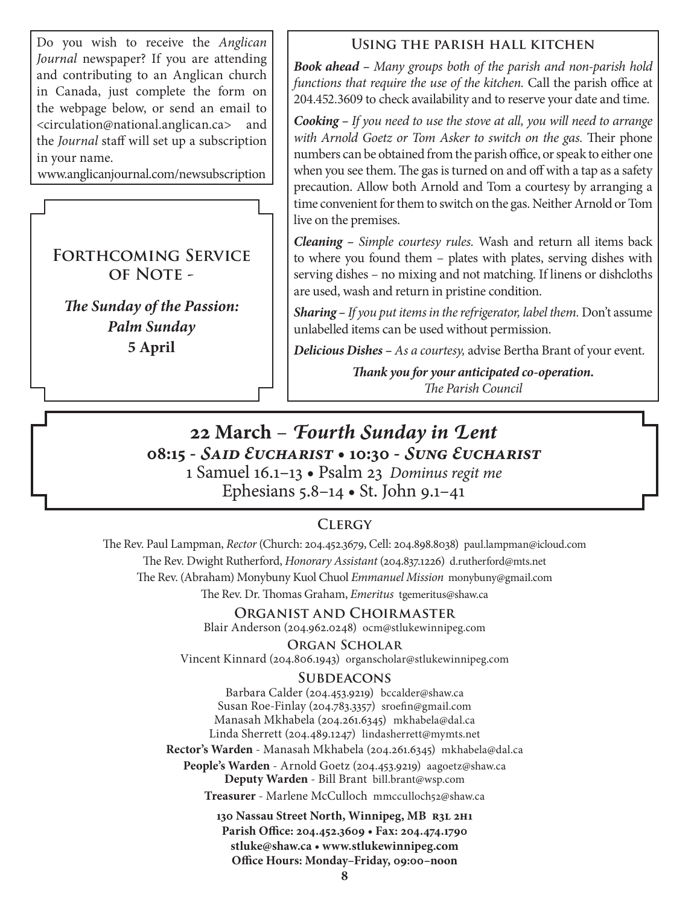Do you wish to receive the *Anglican Journal* newspaper? If you are attending and contributing to an Anglican church in Canada, just complete the form on the webpage below, or send an email to <circulation@national.anglican.ca> and the *Journal* staff will set up a subscription in your name.

www.anglicanjournal.com/newsubscription

## Forthcoming Service of Note -

***The Sunday of the Passion: Palm Sunday***

**5 April**

### Using the parish hall kitchen

***Book ahead*** *– Many groups both of the parish and non-parish hold functions that require the use of the kitchen.* Call the parish office at 204.452.3609 to check availability and to reserve your date and time.

***Cooking*** *– If you need to use the stove at all, you will need to arrange with Arnold Goetz or Tom Asker to switch on the gas.* Their phone numbers can be obtained from the parish office, or speak to either one when you see them. The gas is turned on and off with a tap as a safety precaution. Allow both Arnold and Tom a courtesy by arranging a time convenient for them to switch on the gas. Neither Arnold or Tom live on the premises.

***Cleaning*** *– Simple courtesy rules.* Wash and return all items back to where you found them – plates with plates, serving dishes with serving dishes – no mixing and not matching. If linens or dishcloths are used, wash and return in pristine condition.

***Sharing*** *– If you put items in the refrigerator, label them.* Don't assume unlabelled items can be used without permission.

***Delicious Dishes*** *– As a courtesy,* advise Bertha Brant of your event.

***Thank you for your anticipated co-operation.***
*The Parish Council*

## 22 March – *Fourth Sunday in Lent*

**08:15 - *Said Eucharist* • 10:30 - *Sung Eucharist***

1 Samuel 16.1–13 • Psalm 23 *Dominus regit me*
Ephesians 5.8–14 • St. John 9.1–41

### Clergy

The Rev. Paul Lampman, *Rector* (Church: 204.452.3679, Cell: 204.898.8038) paul.lampman@icloud.com
The Rev. Dwight Rutherford, *Honorary Assistant* (204.837.1226) d.rutherford@mts.net
The Rev. (Abraham) Monybuny Kuol Chuol *Emmanuel Mission* monybuny@gmail.com
The Rev. Dr. Thomas Graham, *Emeritus* tgemeritus@shaw.ca

### Organist and Choirmaster

Blair Anderson (204.962.0248) ocm@stlukewinnipeg.com

### Organ Scholar

Vincent Kinnard (204.806.1943) organscholar@stlukewinnipeg.com

### Subdeacons

Barbara Calder (204.453.9219) bccalder@shaw.ca
Susan Roe-Finlay (204.783.3357) sroefin@gmail.com
Manasah Mkhabela (204.261.6345) mkhabela@dal.ca
Linda Sherrett (204.489.1247) lindasherrett@mymts.net

**Rector's Warden** - Manasah Mkhabela (204.261.6345) mkhabela@dal.ca
**People's Warden** - Arnold Goetz (204.453.9219) aagoetz@shaw.ca
**Deputy Warden** - Bill Brant bill.brant@wsp.com
**Treasurer** - Marlene McCulloch mmcculloch52@shaw.ca

**130 Nassau Street North, Winnipeg, MB R3L 2H1**
**Parish Office: 204.452.3609 • Fax: 204.474.1790**
**stluke@shaw.ca • www.stlukewinnipeg.com**
**Office Hours: Monday–Friday, 09:00–noon**